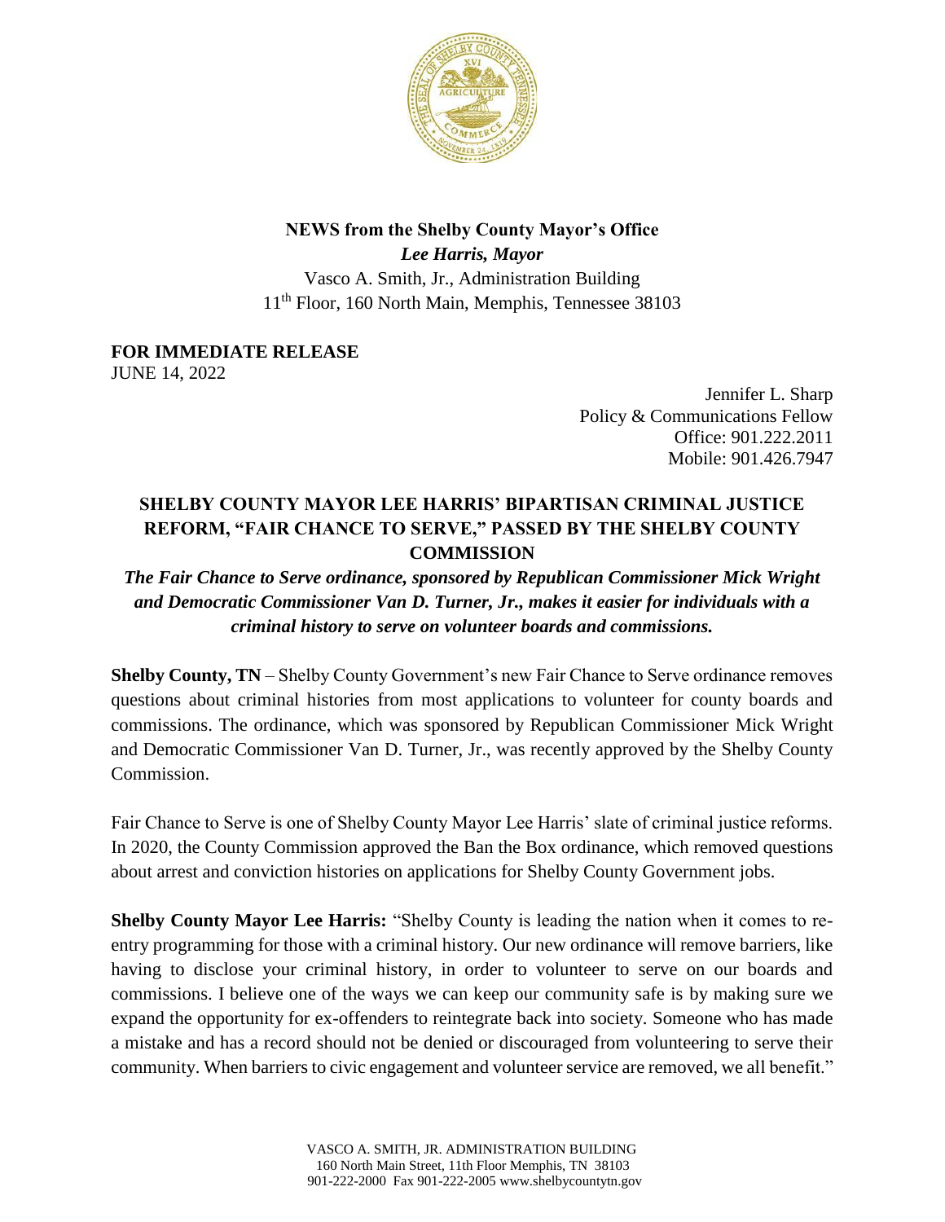**NEWS from the Shelby County Mayor's Office**
***Lee Harris, Mayor***
Vasco A. Smith, Jr., Administration Building
11th Floor, 160 North Main, Memphis, Tennessee 38103

**FOR IMMEDIATE RELEASE**
JUNE 14, 2022

Jennifer L. Sharp
Policy & Communications Fellow
Office: 901.222.2011
Mobile: 901.426.7947

# SHELBY COUNTY MAYOR LEE HARRIS' BIPARTISAN CRIMINAL JUSTICE REFORM, "FAIR CHANCE TO SERVE," PASSED BY THE SHELBY COUNTY COMMISSION

***The Fair Chance to Serve ordinance, sponsored by Republican Commissioner Mick Wright and Democratic Commissioner Van D. Turner, Jr., makes it easier for individuals with a criminal history to serve on volunteer boards and commissions.***

**Shelby County, TN** – Shelby County Government's new Fair Chance to Serve ordinance removes questions about criminal histories from most applications to volunteer for county boards and commissions. The ordinance, which was sponsored by Republican Commissioner Mick Wright and Democratic Commissioner Van D. Turner, Jr., was recently approved by the Shelby County Commission.

Fair Chance to Serve is one of Shelby County Mayor Lee Harris' slate of criminal justice reforms. In 2020, the County Commission approved the Ban the Box ordinance, which removed questions about arrest and conviction histories on applications for Shelby County Government jobs.

**Shelby County Mayor Lee Harris:** "Shelby County is leading the nation when it comes to re-entry programming for those with a criminal history. Our new ordinance will remove barriers, like having to disclose your criminal history, in order to volunteer to serve on our boards and commissions. I believe one of the ways we can keep our community safe is by making sure we expand the opportunity for ex-offenders to reintegrate back into society. Someone who has made a mistake and has a record should not be denied or discouraged from volunteering to serve their community. When barriers to civic engagement and volunteer service are removed, we all benefit."

VASCO A. SMITH, JR. ADMINISTRATION BUILDING
160 North Main Street, 11th Floor Memphis, TN 38103
901-222-2000 Fax 901-222-2005 www.shelbycountytn.gov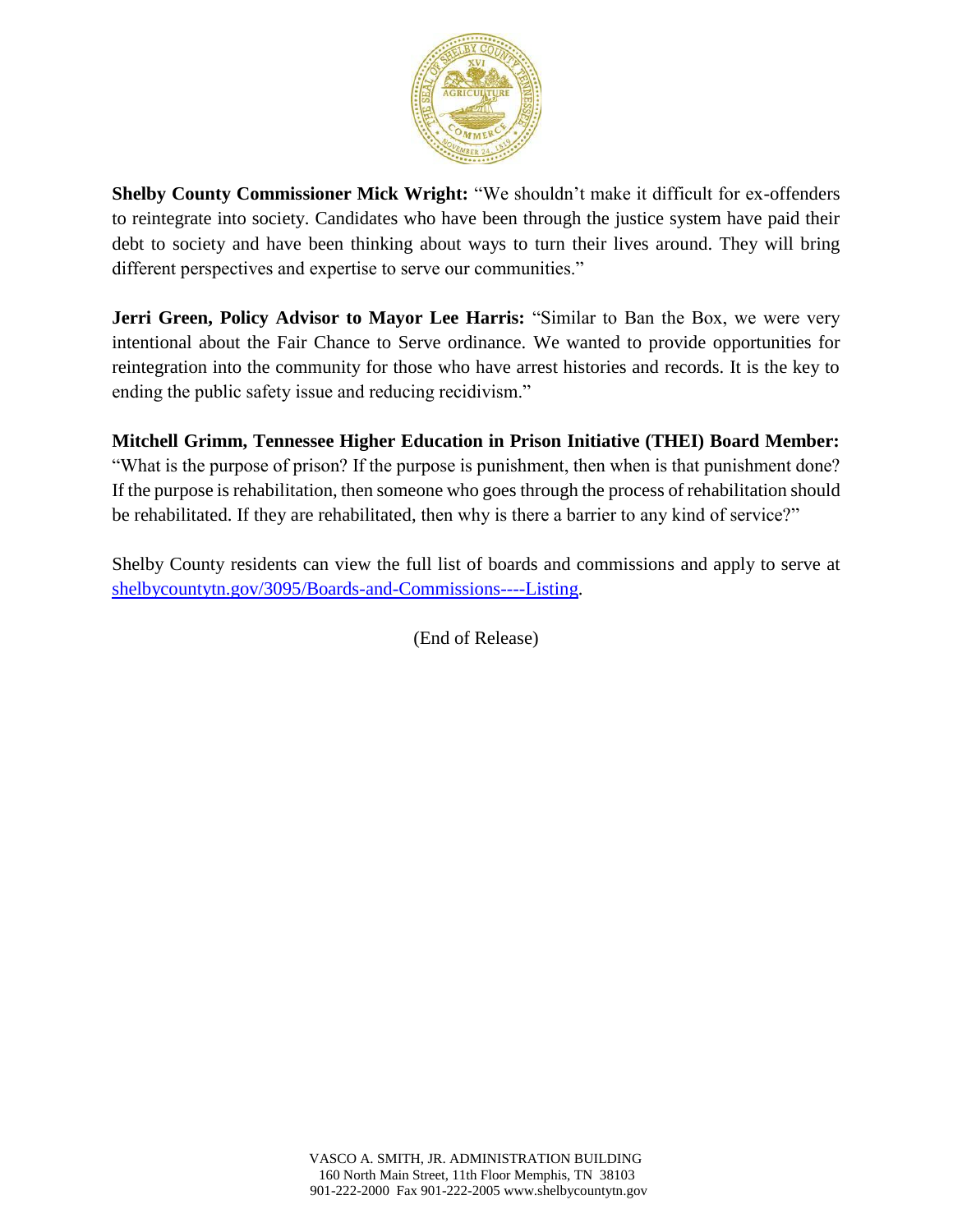**Shelby County Commissioner Mick Wright:** "We shouldn't make it difficult for ex-offenders to reintegrate into society. Candidates who have been through the justice system have paid their debt to society and have been thinking about ways to turn their lives around. They will bring different perspectives and expertise to serve our communities."

**Jerri Green, Policy Advisor to Mayor Lee Harris:** "Similar to Ban the Box, we were very intentional about the Fair Chance to Serve ordinance. We wanted to provide opportunities for reintegration into the community for those who have arrest histories and records. It is the key to ending the public safety issue and reducing recidivism."

**Mitchell Grimm, Tennessee Higher Education in Prison Initiative (THEI) Board Member:** "What is the purpose of prison? If the purpose is punishment, then when is that punishment done? If the purpose is rehabilitation, then someone who goes through the process of rehabilitation should be rehabilitated. If they are rehabilitated, then why is there a barrier to any kind of service?"

Shelby County residents can view the full list of boards and commissions and apply to serve at [shelbycountytn.gov/3095/Boards-and-Commissions----Listing](shelbycountytn.gov/3095/Boards-and-Commissions----Listing).

(End of Release)

VASCO A. SMITH, JR. ADMINISTRATION BUILDING
160 North Main Street, 11th Floor Memphis, TN 38103
901-222-2000 Fax 901-222-2005 www.shelbycountytn.gov